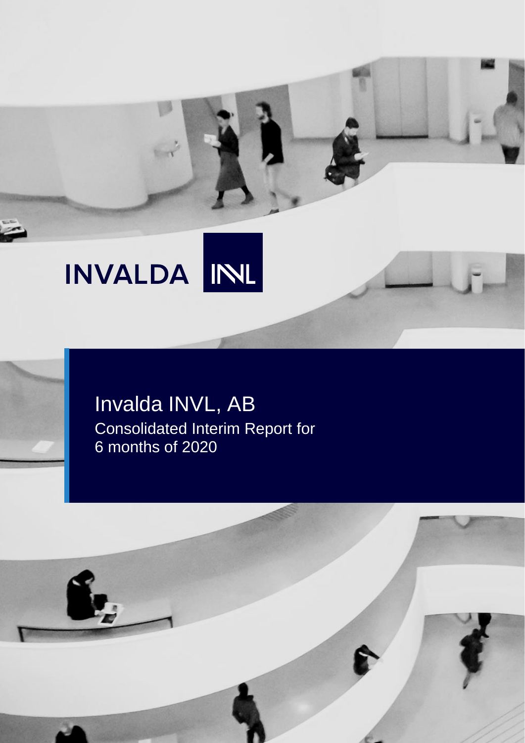INVALDA INVL

# Invalda INVL, AB

## Consolidated Interim Report for 6 months of 2020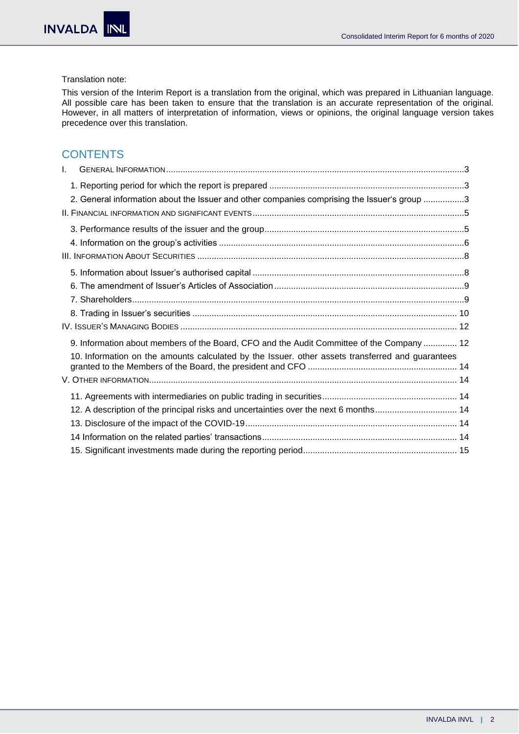Translation note:

This version of the Interim Report is a translation from the original, which was prepared in Lithuanian language. All possible care has been taken to ensure that the translation is an accurate representation of the original. However, in all matters of interpretation of information, views or opinions, the original language version takes precedence over this translation.

## CONTENTS

I. GENERAL INFORMATION ..... 3

- 1. Reporting period for which the report is prepared ..... 3
- 2. General information about the Issuer and other companies comprising the Issuer's group ..... 3

II. FINANCIAL INFORMATION AND SIGNIFICANT EVENTS ..... 5

- 3. Performance results of the issuer and the group ..... 5
- 4. Information on the group's activities ..... 6

III. INFORMATION ABOUT SECURITIES ..... 8

- 5. Information about Issuer's authorised capital ..... 8
- 6. The amendment of Issuer's Articles of Association ..... 9
- 7. Shareholders ..... 9
- 8. Trading in Issuer's securities ..... 10

IV. ISSUER'S MANAGING BODIES ..... 12

- 9. Information about members of the Board, CFO and the Audit Committee of the Company ..... 12
- 10. Information on the amounts calculated by the Issuer. other assets transferred and guarantees granted to the Members of the Board, the president and CFO ..... 14

V. OTHER INFORMATION ..... 14

- 11. Agreements with intermediaries on public trading in securities ..... 14
- 12. A description of the principal risks and uncertainties over the next 6 months ..... 14
- 13. Disclosure of the impact of the COVID-19 ..... 14
- 14 Information on the related parties' transactions ..... 14
- 15. Significant investments made during the reporting period ..... 15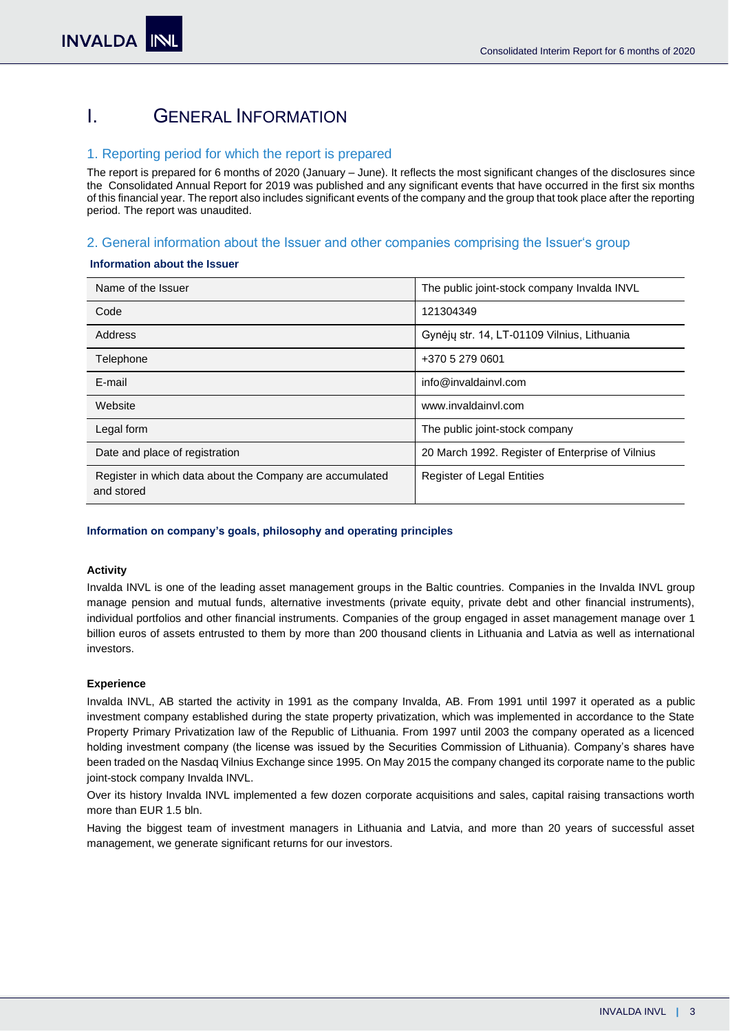# I. General Information

## 1. Reporting period for which the report is prepared

The report is prepared for 6 months of 2020 (January – June). It reflects the most significant changes of the disclosures since the Consolidated Annual Report for 2019 was published and any significant events that have occurred in the first six months of this financial year. The report also includes significant events of the company and the group that took place after the reporting period. The report was unaudited.

## 2. General information about the Issuer and other companies comprising the Issuer's group

**Information about the Issuer**

| | |
|---|---|
| Name of the Issuer | The public joint-stock company Invalda INVL |
| Code | 121304349 |
| Address | Gynėjų str. 14, LT-01109 Vilnius, Lithuania |
| Telephone | +370 5 279 0601 |
| E-mail | info@invaldainvl.com |
| Website | www.invaldainvl.com |
| Legal form | The public joint-stock company |
| Date and place of registration | 20 March 1992. Register of Enterprise of Vilnius |
| Register in which data about the Company are accumulated and stored | Register of Legal Entities |

**Information on company's goals, philosophy and operating principles**

**Activity**

Invalda INVL is one of the leading asset management groups in the Baltic countries. Companies in the Invalda INVL group manage pension and mutual funds, alternative investments (private equity, private debt and other financial instruments), individual portfolios and other financial instruments. Companies of the group engaged in asset management manage over 1 billion euros of assets entrusted to them by more than 200 thousand clients in Lithuania and Latvia as well as international investors.

**Experience**

Invalda INVL, AB started the activity in 1991 as the company Invalda, AB. From 1991 until 1997 it operated as a public investment company established during the state property privatization, which was implemented in accordance to the State Property Primary Privatization law of the Republic of Lithuania. From 1997 until 2003 the company operated as a licenced holding investment company (the license was issued by the Securities Commission of Lithuania). Company's shares have been traded on the Nasdaq Vilnius Exchange since 1995. On May 2015 the company changed its corporate name to the public joint-stock company Invalda INVL.

Over its history Invalda INVL implemented a few dozen corporate acquisitions and sales, capital raising transactions worth more than EUR 1.5 bln.

Having the biggest team of investment managers in Lithuania and Latvia, and more than 20 years of successful asset management, we generate significant returns for our investors.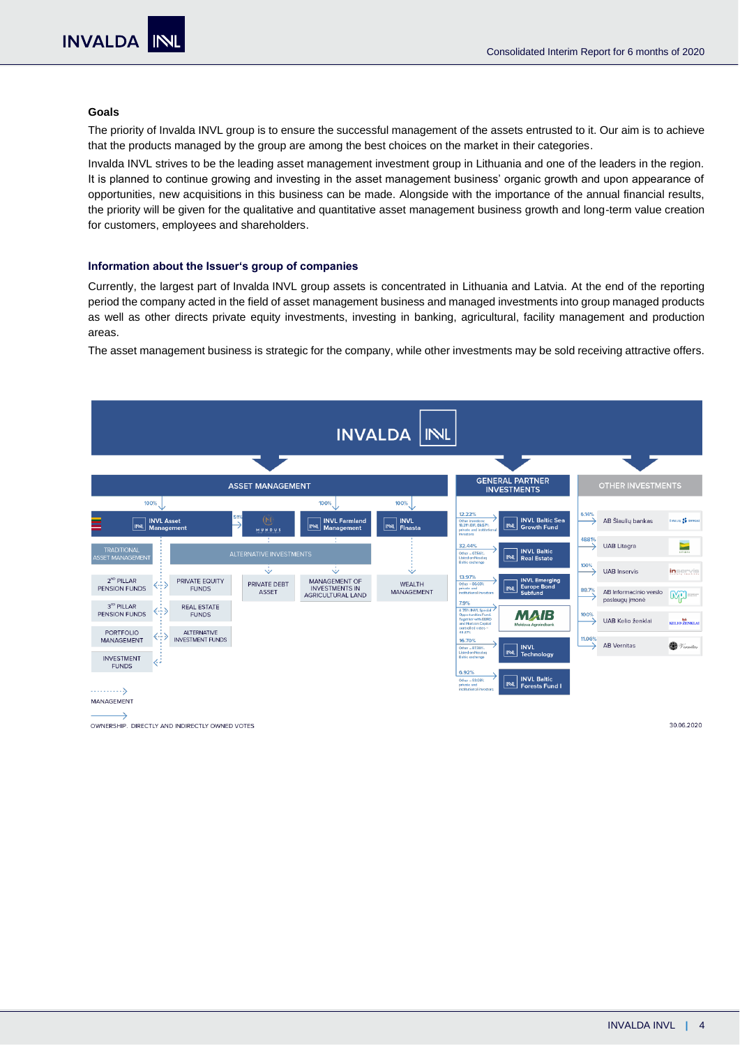## Goals

The priority of Invalda INVL group is to ensure the successful management of the assets entrusted to it. Our aim is to achieve that the products managed by the group are among the best choices on the market in their categories.

Invalda INVL strives to be the leading asset management investment group in Lithuania and one of the leaders in the region. It is planned to continue growing and investing in the asset management business' organic growth and upon appearance of opportunities, new acquisitions in this business can be made. Alongside with the importance of the annual financial results, the priority will be given for the qualitative and quantitative asset management business growth and long-term value creation for customers, employees and shareholders.

## Information about the Issuer's group of companies

Currently, the largest part of Invalda INVL group assets is concentrated in Lithuania and Latvia. At the end of the reporting period the company acted in the field of asset management business and managed investments into group managed products as well as other directs private equity investments, investing in banking, agricultural, facility management and production areas.

The asset management business is strategic for the company, while other investments may be sold receiving attractive offers.

INVALDA INVL

ASSET MANAGEMENT

- 100% INVL Asset Management
  - 51% MUNDUS
  - TRADITIONAL ASSET MANAGEMENT
    - 2[nd] PILLAR PENSION FUNDS
    - 3[rd] PILLAR PENSION FUNDS
    - PORTFOLIO MANAGEMENT
    - INVESTMENT FUNDS
  - ALTERNATIVE INVESTMENTS
    - PRIVATE EQUITY FUNDS
    - REAL ESTATE FUNDS
    - ALTERNATIVE INVESTMENT FUNDS
    - PRIVATE DEBT ASSET
- 100% INVL Farmland Management
  - MANAGEMENT OF INVESTMENTS IN AGRICULTURAL LAND
- 100% INVL Finasta
  - WEALTH MANAGEMENT

GENERAL PARTNER INVESTMENTS

- 12.22% INVL Baltic Sea Growth Fund (Other investors: 18.31% EIF, 69.57% private and institutional investors)
- 32.44% INVL Baltic Real Estate (Other – 67.56%, Listed on Nasdaq Baltic exchange)
- 13.97% INVL Emerging Europe Bond Subfund (Other – 86.03% private and institutional investors)
- 7.9% MAIB Moldova Agroindbank (4.75% INVL Special Opportunities Fund. Together with EBRD and Horizon Capital controlled votes – 41.27%)
- 16.70% INVL Technology (Other – 83.30%, Listed on Nasdaq Baltic exchange)
- 6.92% INVL Baltic Forests Fund I (Other – 93.08% private and institutional investors)

OTHER INVESTMENTS

- 6.14% AB Šiaulių bankas
- 48.81% UAB Litagra
- 100% UAB Inservis
- 88.7% AB Informacinio verslo paslaugų įmonė
- 100% UAB Kelio ženklai
- 11.06% AB Vernitas

MANAGEMENT

OWNERSHIP. DIRECTLY AND INDIRECTLY OWNED VOTES

30.06.2020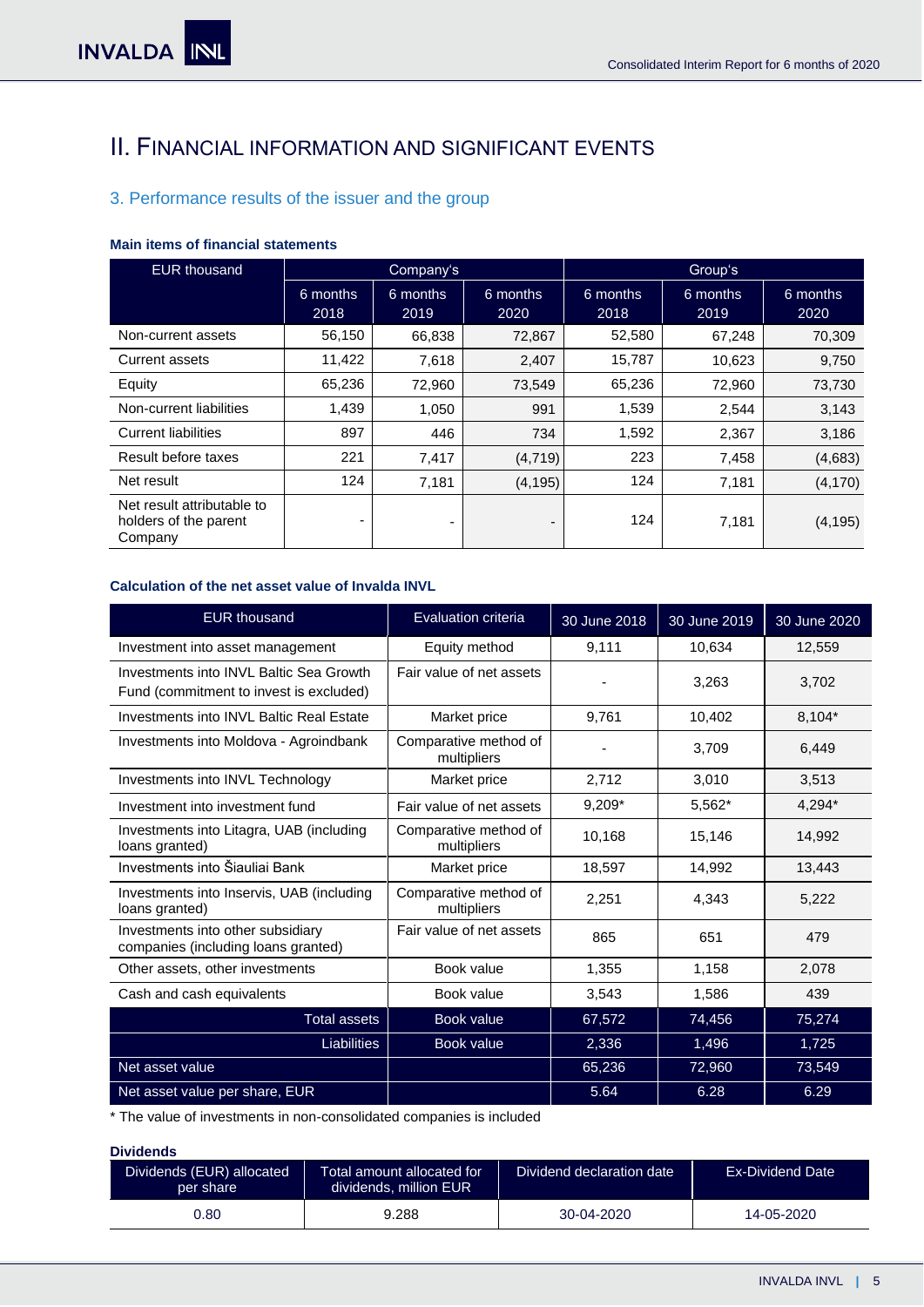# II. FINANCIAL INFORMATION AND SIGNIFICANT EVENTS

## 3. Performance results of the issuer and the group

**Main items of financial statements**

| EUR thousand | Company's | | | Group's | | |
|---|---|---|---|---|---|---|
| | 6 months 2018 | 6 months 2019 | 6 months 2020 | 6 months 2018 | 6 months 2019 | 6 months 2020 |
| Non-current assets | 56,150 | 66,838 | 72,867 | 52,580 | 67,248 | 70,309 |
| Current assets | 11,422 | 7,618 | 2,407 | 15,787 | 10,623 | 9,750 |
| Equity | 65,236 | 72,960 | 73,549 | 65,236 | 72,960 | 73,730 |
| Non-current liabilities | 1,439 | 1,050 | 991 | 1,539 | 2,544 | 3,143 |
| Current liabilities | 897 | 446 | 734 | 1,592 | 2,367 | 3,186 |
| Result before taxes | 221 | 7,417 | (4,719) | 223 | 7,458 | (4,683) |
| Net result | 124 | 7,181 | (4,195) | 124 | 7,181 | (4,170) |
| Net result attributable to holders of the parent Company | - | - | - | 124 | 7,181 | (4,195) |

**Calculation of the net asset value of Invalda INVL**

| EUR thousand | Evaluation criteria | 30 June 2018 | 30 June 2019 | 30 June 2020 |
|---|---|---|---|---|
| Investment into asset management | Equity method | 9,111 | 10,634 | 12,559 |
| Investments into INVL Baltic Sea Growth Fund (commitment to invest is excluded) | Fair value of net assets | - | 3,263 | 3,702 |
| Investments into INVL Baltic Real Estate | Market price | 9,761 | 10,402 | 8,104* |
| Investments into Moldova - Agroindbank | Comparative method of multipliers | - | 3,709 | 6,449 |
| Investments into INVL Technology | Market price | 2,712 | 3,010 | 3,513 |
| Investment into investment fund | Fair value of net assets | 9,209* | 5,562* | 4,294* |
| Investments into Litagra, UAB (including loans granted) | Comparative method of multipliers | 10,168 | 15,146 | 14,992 |
| Investments into Šiauliai Bank | Market price | 18,597 | 14,992 | 13,443 |
| Investments into Inservis, UAB (including loans granted) | Comparative method of multipliers | 2,251 | 4,343 | 5,222 |
| Investments into other subsidiary companies (including loans granted) | Fair value of net assets | 865 | 651 | 479 |
| Other assets, other investments | Book value | 1,355 | 1,158 | 2,078 |
| Cash and cash equivalents | Book value | 3,543 | 1,586 | 439 |
| Total assets | Book value | 67,572 | 74,456 | 75,274 |
| Liabilities | Book value | 2,336 | 1,496 | 1,725 |
| Net asset value | | 65,236 | 72,960 | 73,549 |
| Net asset value per share, EUR | | 5.64 | 6.28 | 6.29 |

* The value of investments in non-consolidated companies is included

**Dividends**

| Dividends (EUR) allocated per share | Total amount allocated for dividends, million EUR | Dividend declaration date | Ex-Dividend Date |
|---|---|---|---|
| 0.80 | 9.288 | 30-04-2020 | 14-05-2020 |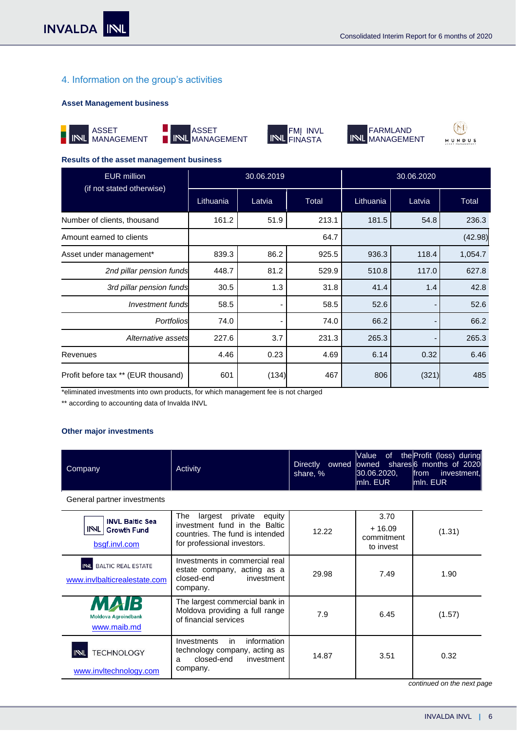## 4. Information on the group's activities

### Asset Management business

ASSET MANAGEMENT | ASSET MANAGEMENT | FMĮ INVL FINASTA | FARMLAND MANAGEMENT | MUNDUS

### Results of the asset management business

| EUR million (if not stated otherwise) | 30.06.2019 | | | 30.06.2020 | | |
|---|---|---|---|---|---|---|
| | Lithuania | Latvia | Total | Lithuania | Latvia | Total |
| Number of clients, thousand | 161.2 | 51.9 | 213.1 | 181.5 | 54.8 | 236.3 |
| Amount earned to clients | | | 64.7 | | | (42.98) |
| Asset under management* | 839.3 | 86.2 | 925.5 | 936.3 | 118.4 | 1,054.7 |
| *2nd pillar pension funds* | 448.7 | 81.2 | 529.9 | 510.8 | 117.0 | 627.8 |
| *3rd pillar pension funds* | 30.5 | 1.3 | 31.8 | 41.4 | 1.4 | 42.8 |
| *Investment funds* | 58.5 | - | 58.5 | 52.6 | - | 52.6 |
| *Portfolios* | 74.0 | - | 74.0 | 66.2 | - | 66.2 |
| *Alternative assets* | 227.6 | 3.7 | 231.3 | 265.3 | - | 265.3 |
| Revenues | 4.46 | 0.23 | 4.69 | 6.14 | 0.32 | 6.46 |
| Profit before tax ** (EUR thousand) | 601 | (134) | 467 | 806 | (321) | 485 |

*eliminated investments into own products, for which management fee is not charged

** according to accounting data of Invalda INVL

### Other major investments

| Company | Activity | Directly owned share, % | Value of the owned shares 30.06.2020, mln. EUR | Profit (loss) during 6 months of 2020 from investment, mln. EUR |
|---|---|---|---|---|
| General partner investments | | | | |
| INVL Baltic Sea Growth Fund bsgf.invl.com | The largest private equity investment fund in the Baltic countries. The fund is intended for professional investors. | 12.22 | 3.70 + 16.09 commitment to invest | (1.31) |
| INVL BALTIC REAL ESTATE www.invlbalticrealestate.com | Investments in commercial real estate company, acting as a closed-end investment company. | 29.98 | 7.49 | 1.90 |
| MAIB Moldova Agroindbank www.maib.md | The largest commercial bank in Moldova providing a full range of financial services | 7.9 | 6.45 | (1.57) |
| INVL TECHNOLOGY www.invltechnology.com | Investments in information technology company, acting as a closed-end investment company. | 14.87 | 3.51 | 0.32 |

*continued on the next page*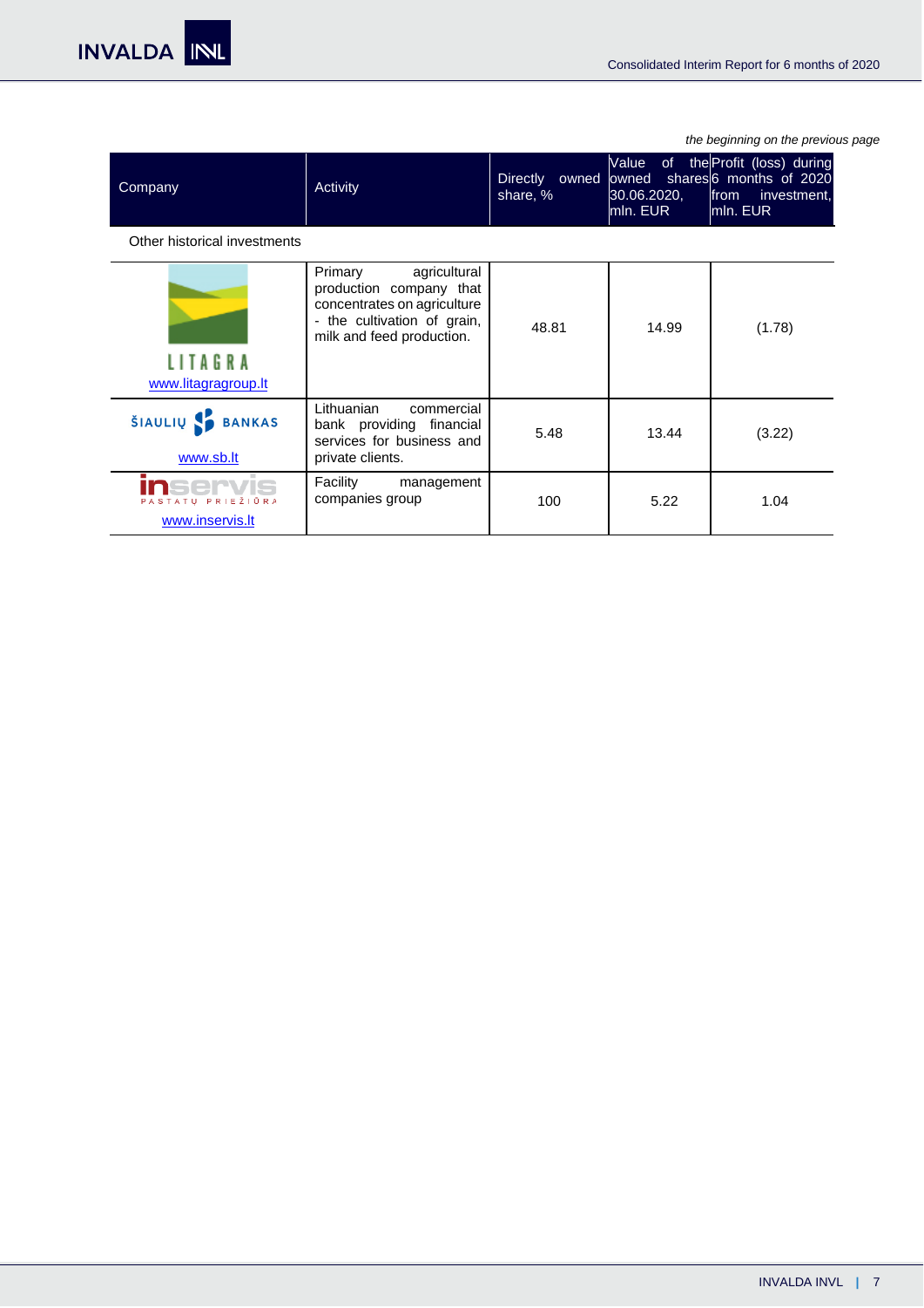*the beginning on the previous page*

| Company | Activity | Directly owned share, % | Value of the owned shares 30.06.2020, mln. EUR | Profit (loss) during 6 months of 2020 from investment, mln. EUR |
|---|---|---|---|---|
| Other historical investments | | | | |
| LITAGRA www.litagragroup.lt | Primary agricultural production company that concentrates on agriculture - the cultivation of grain, milk and feed production. | 48.81 | 14.99 | (1.78) |
| ŠIAULIŲ BANKAS www.sb.lt | Lithuanian commercial bank providing financial services for business and private clients. | 5.48 | 13.44 | (3.22) |
| inservis PASTATŲ PRIEŽIŪRA www.inservis.lt | Facility management companies group | 100 | 5.22 | 1.04 |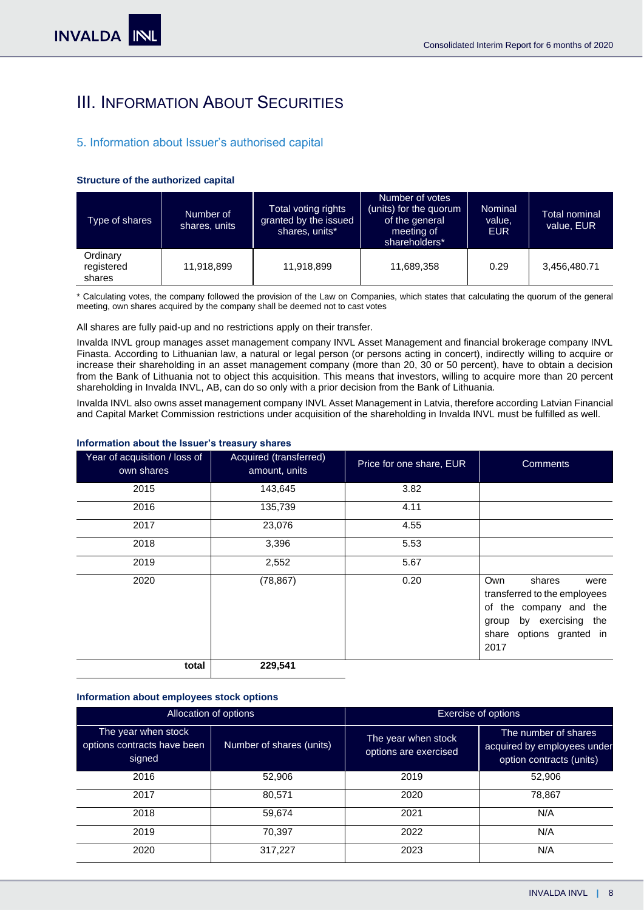# III. Information About Securities

## 5. Information about Issuer's authorised capital

**Structure of the authorized capital**

| Type of shares | Number of shares, units | Total voting rights granted by the issued shares, units* | Number of votes (units) for the quorum of the general meeting of shareholders* | Nominal value, EUR | Total nominal value, EUR |
|---|---|---|---|---|---|
| Ordinary registered shares | 11,918,899 | 11,918,899 | 11,689,358 | 0.29 | 3,456,480.71 |

* Calculating votes, the company followed the provision of the Law on Companies, which states that calculating the quorum of the general meeting, own shares acquired by the company shall be deemed not to cast votes

All shares are fully paid-up and no restrictions apply on their transfer.

Invalda INVL group manages asset management company INVL Asset Management and financial brokerage company INVL Finasta. According to Lithuanian law, a natural or legal person (or persons acting in concert), indirectly willing to acquire or increase their shareholding in an asset management company (more than 20, 30 or 50 percent), have to obtain a decision from the Bank of Lithuania not to object this acquisition. This means that investors, willing to acquire more than 20 percent shareholding in Invalda INVL, AB, can do so only with a prior decision from the Bank of Lithuania.

Invalda INVL also owns asset management company INVL Asset Management in Latvia, therefore according Latvian Financial and Capital Market Commission restrictions under acquisition of the shareholding in Invalda INVL must be fulfilled as well.

**Information about the Issuer's treasury shares**

| Year of acquisition / loss of own shares | Acquired (transferred) amount, units | Price for one share, EUR | Comments |
|---|---|---|---|
| 2015 | 143,645 | 3.82 | |
| 2016 | 135,739 | 4.11 | |
| 2017 | 23,076 | 4.55 | |
| 2018 | 3,396 | 5.53 | |
| 2019 | 2,552 | 5.67 | |
| 2020 | (78,867) | 0.20 | Own shares were transferred to the employees of the company and the group by exercising the share options granted in 2017 |
| **total** | **229,541** | | |

**Information about employees stock options**

| Allocation of options | | Exercise of options | |
|---|---|---|---|
| The year when stock options contracts have been signed | Number of shares (units) | The year when stock options are exercised | The number of shares acquired by employees under option contracts (units) |
| 2016 | 52,906 | 2019 | 52,906 |
| 2017 | 80,571 | 2020 | 78,867 |
| 2018 | 59,674 | 2021 | N/A |
| 2019 | 70,397 | 2022 | N/A |
| 2020 | 317,227 | 2023 | N/A |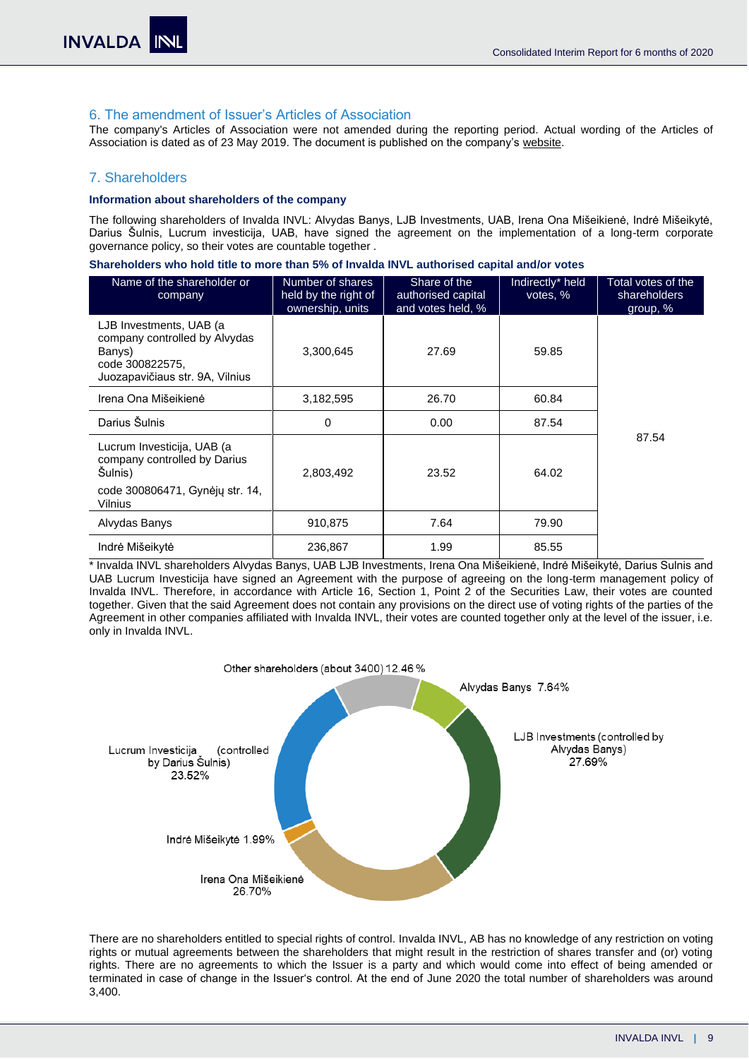## 6. The amendment of Issuer's Articles of Association

The company's Articles of Association were not amended during the reporting period. Actual wording of the Articles of Association is dated as of 23 May 2019. The document is published on the company's website.

## 7. Shareholders

**Information about shareholders of the company**

The following shareholders of Invalda INVL: Alvydas Banys, LJB Investments, UAB, Irena Ona Mišeikienė, Indrė Mišeikytė, Darius Šulnis, Lucrum investicija, UAB, have signed the agreement on the implementation of a long-term corporate governance policy, so their votes are countable together .

**Shareholders who hold title to more than 5% of Invalda INVL authorised capital and/or votes**

| Name of the shareholder or company | Number of shares held by the right of ownership, units | Share of the authorised capital and votes held, % | Indirectly* held votes, % | Total votes of the shareholders group, % |
|---|---|---|---|---|
| LJB Investments, UAB (a company controlled by Alvydas Banys) code 300822575, Juozapavičiaus str. 9A, Vilnius | 3,300,645 | 27.69 | 59.85 | 87.54 |
| Irena Ona Mišeikienė | 3,182,595 | 26.70 | 60.84 | |
| Darius Šulnis | 0 | 0.00 | 87.54 | |
| Lucrum Investicija, UAB (a company controlled by Darius Šulnis) code 300806471, Gynėjų str. 14, Vilnius | 2,803,492 | 23.52 | 64.02 | |
| Alvydas Banys | 910,875 | 7.64 | 79.90 | |
| Indrė Mišeikytė | 236,867 | 1.99 | 85.55 | |

\* Invalda INVL shareholders Alvydas Banys, UAB LJB Investments, Irena Ona Mišeikienė, Indrė Mišeikytė, Darius Sulnis and UAB Lucrum Investicija have signed an Agreement with the purpose of agreeing on the long-term management policy of Invalda INVL. Therefore, in accordance with Article 16, Section 1, Point 2 of the Securities Law, their votes are counted together. Given that the said Agreement does not contain any provisions on the direct use of voting rights of the parties of the Agreement in other companies affiliated with Invalda INVL, their votes are counted together only at the level of the issuer, i.e. only in Invalda INVL.

Other shareholders (about 3400) 12.46 %
Alvydas Banys 7.64%
LJB Investments (controlled by Alvydas Banys) 27.69%
Irena Ona Mišeikienė 26.70%
Indrė Mišeikytė 1.99%
Lucrum Investicija (controlled by Darius Šulnis) 23.52%

There are no shareholders entitled to special rights of control. Invalda INVL, AB has no knowledge of any restriction on voting rights or mutual agreements between the shareholders that might result in the restriction of shares transfer and (or) voting rights. There are no agreements to which the Issuer is a party and which would come into effect of being amended or terminated in case of change in the Issuer's control. At the end of June 2020 the total number of shareholders was around 3,400.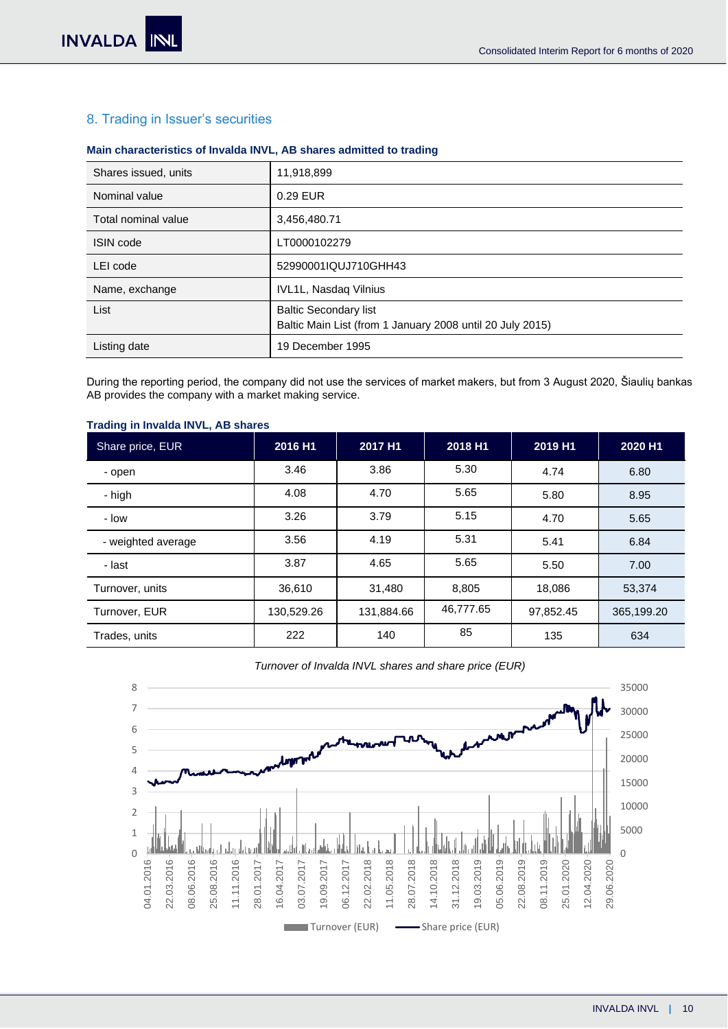## 8. Trading in Issuer's securities

**Main characteristics of Invalda INVL, AB shares admitted to trading**

| | |
|---|---|
| Shares issued, units | 11,918,899 |
| Nominal value | 0.29 EUR |
| Total nominal value | 3,456,480.71 |
| ISIN code | LT0000102279 |
| LEI code | 52990001IQUJ710GHH43 |
| Name, exchange | IVL1L, Nasdaq Vilnius |
| List | Baltic Secondary list<br>Baltic Main List (from 1 January 2008 until 20 July 2015) |
| Listing date | 19 December 1995 |

During the reporting period, the company did not use the services of market makers, but from 3 August 2020, Šiaulių bankas AB provides the company with a market making service.

**Trading in Invalda INVL, AB shares**

| Share price, EUR | 2016 H1 | 2017 H1 | 2018 H1 | 2019 H1 | 2020 H1 |
|---|---|---|---|---|---|
| - open | 3.46 | 3.86 | 5.30 | 4.74 | 6.80 |
| - high | 4.08 | 4.70 | 5.65 | 5.80 | 8.95 |
| - low | 3.26 | 3.79 | 5.15 | 4.70 | 5.65 |
| - weighted average | 3.56 | 4.19 | 5.31 | 5.41 | 6.84 |
| - last | 3.87 | 4.65 | 5.65 | 5.50 | 7.00 |
| Turnover, units | 36,610 | 31,480 | 8,805 | 18,086 | 53,374 |
| Turnover, EUR | 130,529.26 | 131,884.66 | 46,777.65 | 97,852.45 | 365,199.20 |
| Trades, units | 222 | 140 | 85 | 135 | 634 |

*Turnover of Invalda INVL shares and share price (EUR)*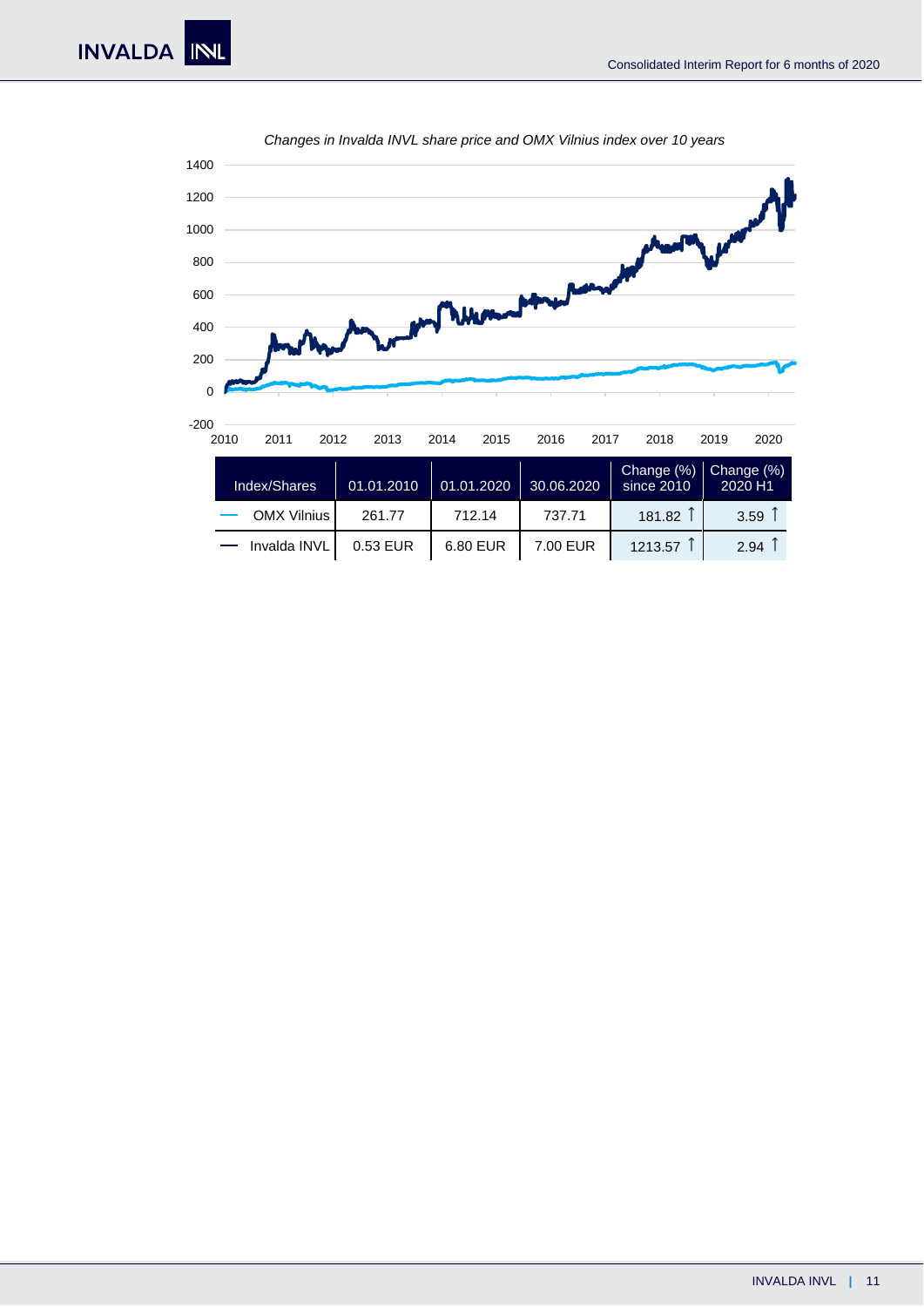*Changes in Invalda INVL share price and OMX Vilnius index over 10 years*

| Index/Shares | 01.01.2010 | 01.01.2020 | 30.06.2020 | Change (%) since 2010 | Change (%) 2020 H1 |
|---|---|---|---|---|---|
| OMX Vilnius | 261.77 | 712.14 | 737.71 | 181.82 ↑ | 3.59 ↑ |
| Invalda INVL | 0.53 EUR | 6.80 EUR | 7.00 EUR | 1213.57 ↑ | 2.94 ↑ |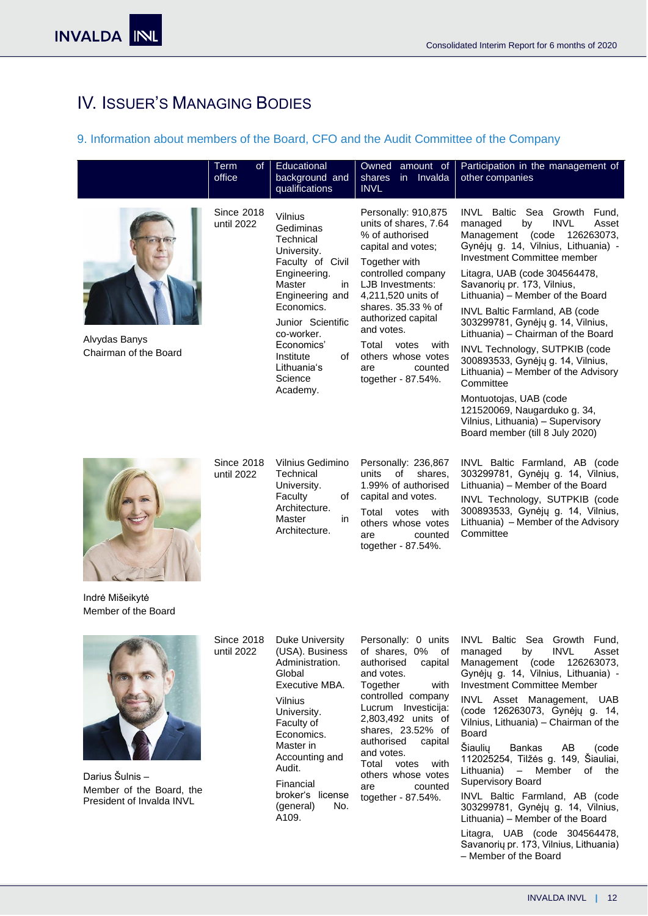# IV. Issuer's Managing Bodies

## 9. Information about members of the Board, CFO and the Audit Committee of the Company

| | Term of office | Educational background and qualifications | Owned amount of shares in Invalda INVL | Participation in the management of other companies |
|---|---|---|---|---|
| Alvydas Banys<br>Chairman of the Board | Since 2018 until 2022 | Vilnius Gediminas Technical University. Faculty of Civil Engineering. Master in Engineering and Economics.<br>Junior Scientific co-worker. Economics' Institute of Lithuania's Science Academy. | Personally: 910,875 units of shares, 7.64 % of authorised capital and votes;<br>Together with controlled company LJB Investments: 4,211,520 units of shares. 35.33 % of authorized capital and votes.<br>Total votes with others whose votes are counted together - 87.54%. | INVL Baltic Sea Growth Fund, managed by INVL Asset Management (code 126263073, Gynėjų g. 14, Vilnius, Lithuania) - Investment Committee member<br>Litagra, UAB (code 304564478, Savanorių pr. 173, Vilnius, Lithuania) – Member of the Board<br>INVL Baltic Farmland, AB (code 303299781, Gynėjų g. 14, Vilnius, Lithuania) – Chairman of the Board<br>INVL Technology, SUTPKIB (code 300893533, Gynėjų g. 14, Vilnius, Lithuania) – Member of the Advisory Committee<br>Montuotojas, UAB (code 121520069, Naugarduko g. 34, Vilnius, Lithuania) – Supervisory Board member (till 8 July 2020) |
| Indrė Mišeikytė<br>Member of the Board | Since 2018 until 2022 | Vilnius Gedimino Technical University. Faculty of Architecture. Master in Architecture. | Personally: 236,867 units of shares, 1.99% of authorised capital and votes.<br>Total votes with others whose votes are counted together - 87.54%. | INVL Baltic Farmland, AB (code 303299781, Gynėjų g. 14, Vilnius, Lithuania) – Member of the Board<br>INVL Technology, SUTPKIB (code 300893533, Gynėjų g. 14, Vilnius, Lithuania) – Member of the Advisory Committee |
| Darius Šulnis –<br>Member of the Board, the President of Invalda INVL | Since 2018 until 2022 | Duke University (USA). Business Administration. Global Executive MBA.<br>Vilnius University. Faculty of Economics. Master in Accounting and Audit.<br>Financial broker's license (general) No. A109. | Personally: 0 units of shares, 0% of authorised capital and votes.<br>Together with controlled company Lucrum Investicija: 2,803,492 units of shares, 23.52% of authorised capital and votes.<br>Total votes with others whose votes are counted together - 87.54%. | INVL Baltic Sea Growth Fund, managed by INVL Asset Management (code 126263073, Gynėjų g. 14, Vilnius, Lithuania) - Investment Committee Member<br>INVL Asset Management, UAB (code 126263073, Gynėjų g. 14, Vilnius, Lithuania) – Chairman of the Board<br>Šiaulių Bankas AB (code 112025254, Tilžės g. 149, Šiauliai, Lithuania) – Member of the Supervisory Board<br>INVL Baltic Farmland, AB (code 303299781, Gynėjų g. 14, Vilnius, Lithuania) – Member of the Board<br>Litagra, UAB (code 304564478, Savanorių pr. 173, Vilnius, Lithuania) – Member of the Board |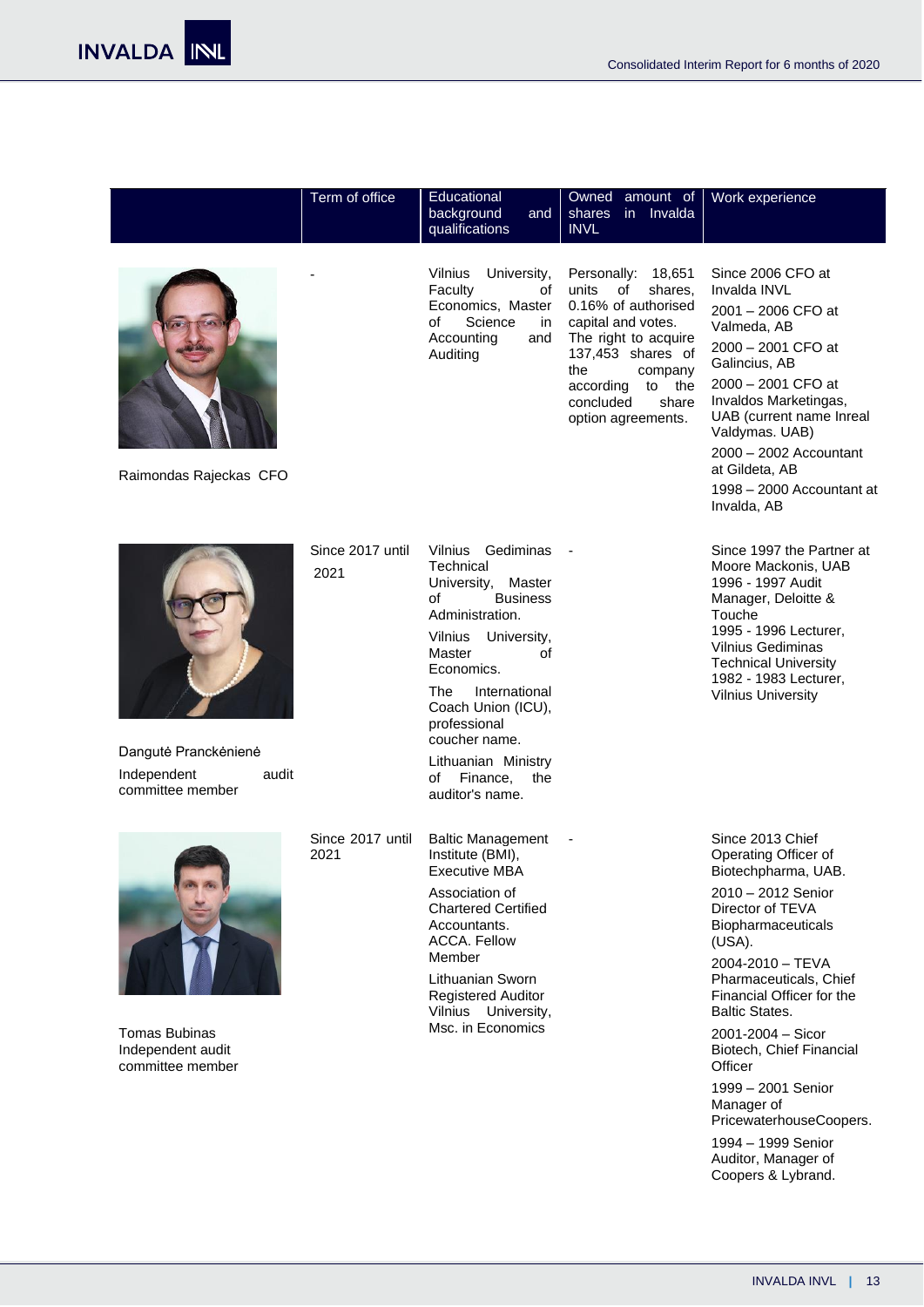| | Term of office | Educational background and qualifications | Owned amount of shares in Invalda INVL | Work experience |
|---|---|---|---|---|
| Raimondas Rajeckas CFO | - | Vilnius University, Faculty of Economics, Master of Science in Accounting and Auditing | Personally: 18,651 units of shares, 0.16% of authorised capital and votes. The right to acquire 137,453 shares of the company according to the concluded share option agreements. | Since 2006 CFO at Invalda INVL<br>2001 – 2006 CFO at Valmeda, AB<br>2000 – 2001 CFO at Galincius, AB<br>2000 – 2001 CFO at Invaldos Marketingas, UAB (current name Inreal Valdymas. UAB)<br>2000 – 2002 Accountant at Gildeta, AB<br>1998 – 2000 Accountant at Invalda, AB |
| Dangutė Pranckėnienė<br>Independent audit committee member | Since 2017 until 2021 | Vilnius Gediminas Technical University, Master of Business Administration.<br>Vilnius University, Master of Economics.<br>The International Coach Union (ICU), professional coucher name.<br>Lithuanian Ministry of Finance, the auditor's name. | - | Since 1997 the Partner at Moore Mackonis, UAB<br>1996 - 1997 Audit Manager, Deloitte & Touche<br>1995 - 1996 Lecturer, Vilnius Gediminas Technical University<br>1982 - 1983 Lecturer, Vilnius University |
| Tomas Bubinas<br>Independent audit committee member | Since 2017 until 2021 | Baltic Management Institute (BMI), Executive MBA<br>Association of Chartered Certified Accountants. ACCA. Fellow Member<br>Lithuanian Sworn Registered Auditor<br>Vilnius University, Msc. in Economics | - | Since 2013 Chief Operating Officer of Biotechpharma, UAB.<br>2010 – 2012 Senior Director of TEVA Biopharmaceuticals (USA).<br>2004-2010 – TEVA Pharmaceuticals, Chief Financial Officer for the Baltic States.<br>2001-2004 – Sicor Biotech, Chief Financial Officer<br>1999 – 2001 Senior Manager of PricewaterhouseCoopers.<br>1994 – 1999 Senior Auditor, Manager of Coopers & Lybrand. |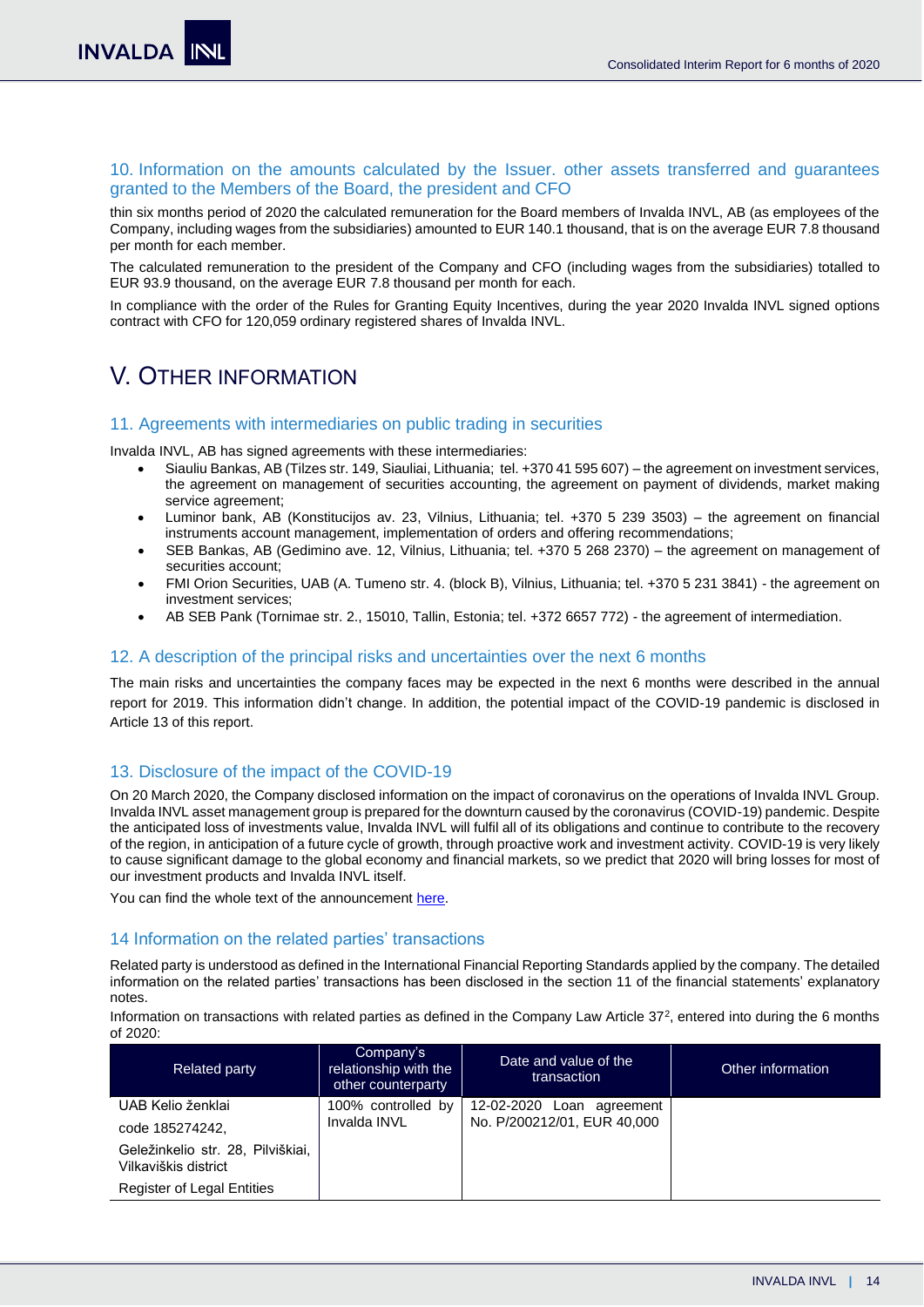## 10. Information on the amounts calculated by the Issuer. other assets transferred and guarantees granted to the Members of the Board, the president and CFO

thin six months period of 2020 the calculated remuneration for the Board members of Invalda INVL, AB (as employees of the Company, including wages from the subsidiaries) amounted to EUR 140.1 thousand, that is on the average EUR 7.8 thousand per month for each member.

The calculated remuneration to the president of the Company and CFO (including wages from the subsidiaries) totalled to EUR 93.9 thousand, on the average EUR 7.8 thousand per month for each.

In compliance with the order of the Rules for Granting Equity Incentives, during the year 2020 Invalda INVL signed options contract with CFO for 120,059 ordinary registered shares of Invalda INVL.

# V. OTHER INFORMATION

## 11. Agreements with intermediaries on public trading in securities

Invalda INVL, AB has signed agreements with these intermediaries:

- Siauliu Bankas, AB (Tilzes str. 149, Siauliai, Lithuania; tel. +370 41 595 607) – the agreement on investment services, the agreement on management of securities accounting, the agreement on payment of dividends, market making service agreement;
- Luminor bank, AB (Konstitucijos av. 23, Vilnius, Lithuania; tel. +370 5 239 3503) – the agreement on financial instruments account management, implementation of orders and offering recommendations;
- SEB Bankas, AB (Gedimino ave. 12, Vilnius, Lithuania; tel. +370 5 268 2370) – the agreement on management of securities account;
- FMI Orion Securities, UAB (A. Tumeno str. 4. (block B), Vilnius, Lithuania; tel. +370 5 231 3841) - the agreement on investment services;
- AB SEB Pank (Tornimae str. 2., 15010, Tallin, Estonia; tel. +372 6657 772) - the agreement of intermediation.

## 12. A description of the principal risks and uncertainties over the next 6 months

The main risks and uncertainties the company faces may be expected in the next 6 months were described in the annual report for 2019. This information didn't change. In addition, the potential impact of the COVID-19 pandemic is disclosed in Article 13 of this report.

## 13. Disclosure of the impact of the COVID-19

On 20 March 2020, the Company disclosed information on the impact of coronavirus on the operations of Invalda INVL Group. Invalda INVL asset management group is prepared for the downturn caused by the coronavirus (COVID-19) pandemic. Despite the anticipated loss of investments value, Invalda INVL will fulfil all of its obligations and continue to contribute to the recovery of the region, in anticipation of a future cycle of growth, through proactive work and investment activity. COVID-19 is very likely to cause significant damage to the global economy and financial markets, so we predict that 2020 will bring losses for most of our investment products and Invalda INVL itself.

You can find the whole text of the announcement here.

## 14 Information on the related parties' transactions

Related party is understood as defined in the International Financial Reporting Standards applied by the company. The detailed information on the related parties' transactions has been disclosed in the section 11 of the financial statements' explanatory notes.

Information on transactions with related parties as defined in the Company Law Article 37[2], entered into during the 6 months of 2020:

| Related party | Company's relationship with the other counterparty | Date and value of the transaction | Other information |
|---|---|---|---|
| UAB Kelio ženklai<br>code 185274242,<br>Geležinkelio str. 28, Pilviškiai, Vilkaviškis district<br>Register of Legal Entities | 100% controlled by Invalda INVL | 12-02-2020 Loan agreement No. P/200212/01, EUR 40,000 | |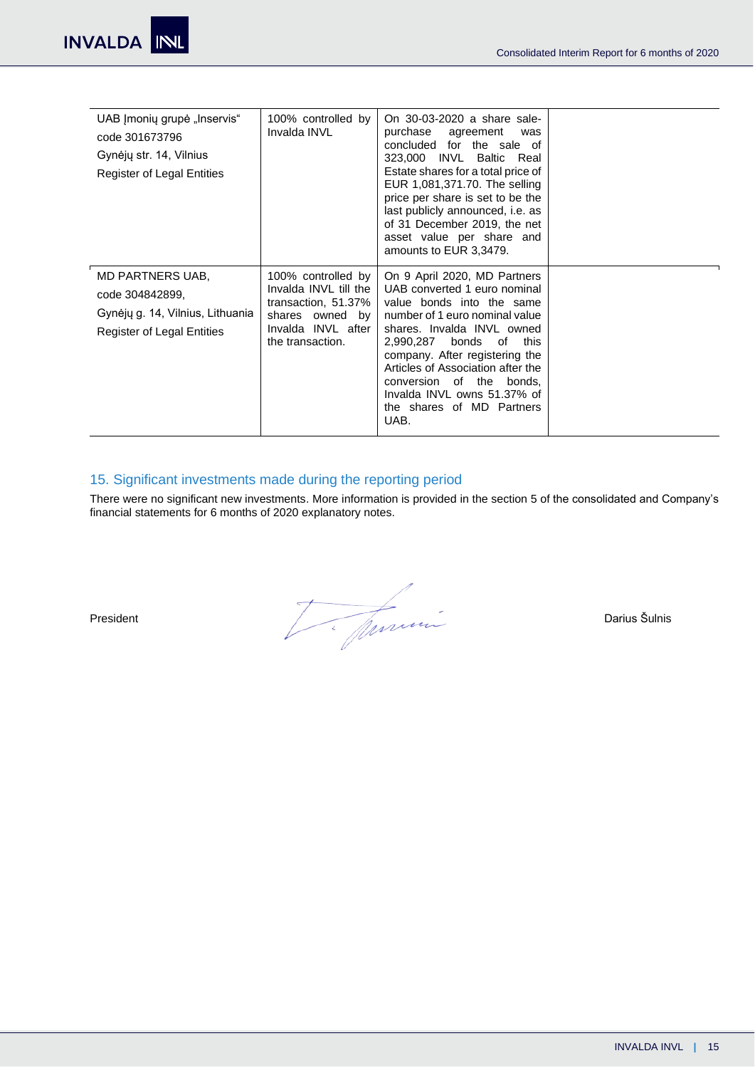| | | | |
|---|---|---|---|
| UAB Įmonių grupė „Inservis“<br>code 301673796<br>Gynėjų str. 14, Vilnius<br>Register of Legal Entities | 100% controlled by Invalda INVL | On 30-03-2020 a share sale-purchase agreement was concluded for the sale of 323,000 INVL Baltic Real Estate shares for a total price of EUR 1,081,371.70. The selling price per share is set to be the last publicly announced, i.e. as of 31 December 2019, the net asset value per share and amounts to EUR 3,3479. | |
| MD PARTNERS UAB,<br>code 304842899,<br>Gynėjų g. 14, Vilnius, Lithuania<br>Register of Legal Entities | 100% controlled by Invalda INVL till the transaction, 51.37% shares owned by Invalda INVL after the transaction. | On 9 April 2020, MD Partners UAB converted 1 euro nominal value bonds into the same number of 1 euro nominal value shares. Invalda INVL owned 2,990,287 bonds of this company. After registering the Articles of Association after the conversion of the bonds, Invalda INVL owns 51.37% of the shares of MD Partners UAB. | |

## 15. Significant investments made during the reporting period

There were no significant new investments. More information is provided in the section 5 of the consolidated and Company's financial statements for 6 months of 2020 explanatory notes.

President Darius Šulnis